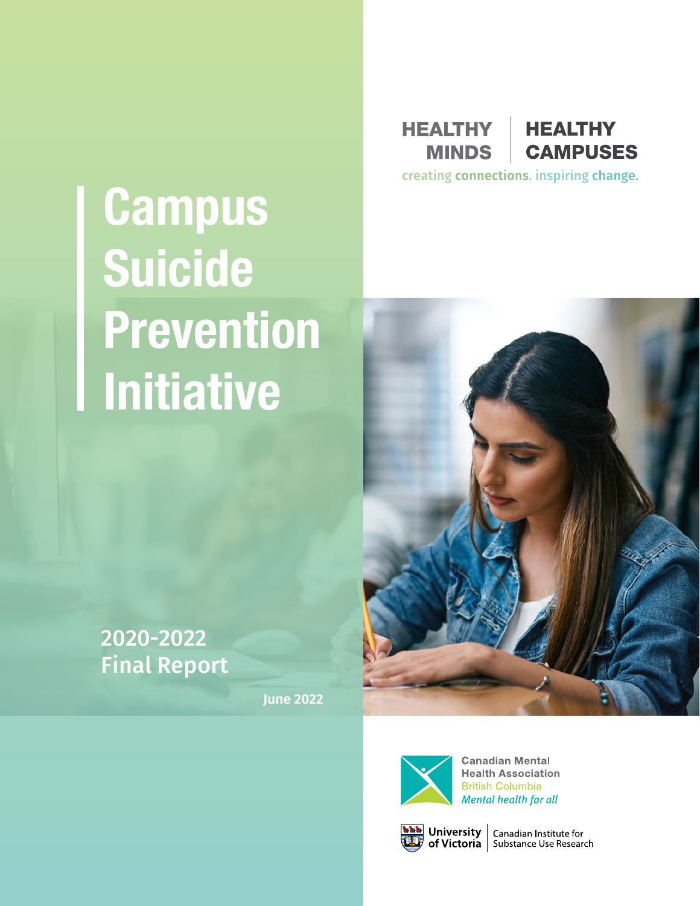HEALTHY MINDS | HEALTHY CAMPUSES

creating connections. inspiring change.

# Campus Suicide Prevention Initiative

## 2020-2022 Final Report

June 2022

Canadian Mental Health Association
British Columbia
*Mental health for all*

University of Victoria | Canadian Institute for Substance Use Research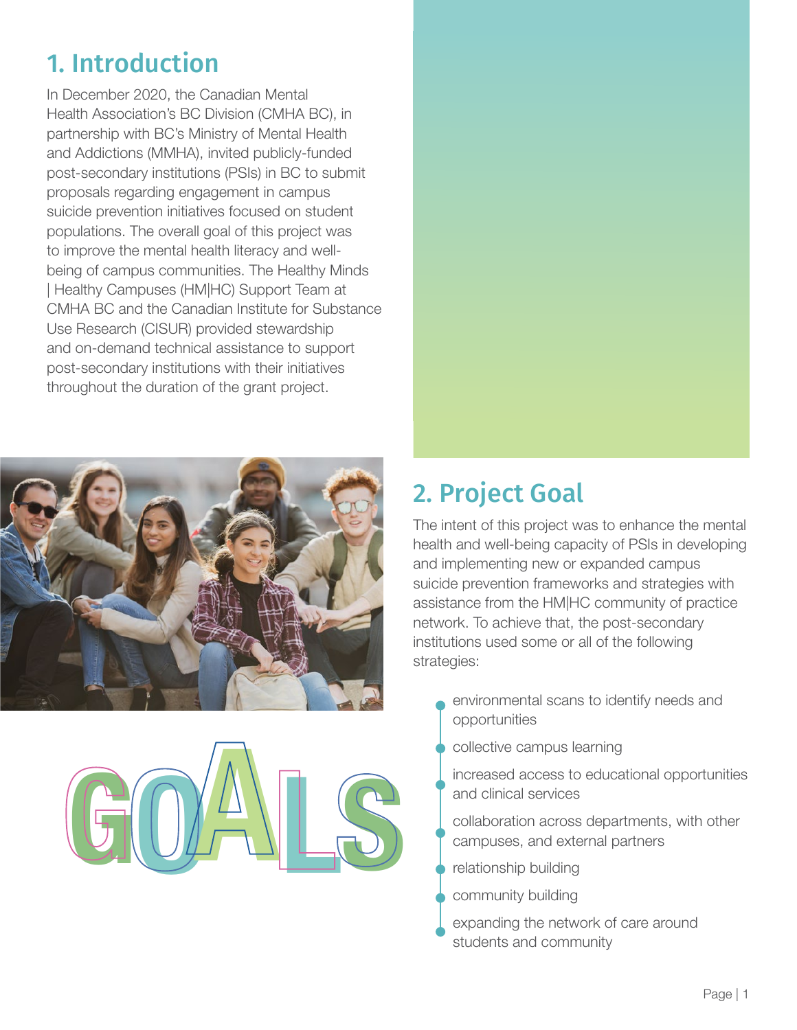## 1. Introduction

In December 2020, the Canadian Mental Health Association's BC Division (CMHA BC), in partnership with BC's Ministry of Mental Health and Addictions (MMHA), invited publicly-funded post-secondary institutions (PSIs) in BC to submit proposals regarding engagement in campus suicide prevention initiatives focused on student populations. The overall goal of this project was to improve the mental health literacy and well-being of campus communities. The Healthy Minds | Healthy Campuses (HM|HC) Support Team at CMHA BC and the Canadian Institute for Substance Use Research (CISUR) provided stewardship and on-demand technical assistance to support post-secondary institutions with their initiatives throughout the duration of the grant project.

## 2. Project Goal

The intent of this project was to enhance the mental health and well-being capacity of PSIs in developing and implementing new or expanded campus suicide prevention frameworks and strategies with assistance from the HM|HC community of practice network. To achieve that, the post-secondary institutions used some or all of the following strategies:

- environmental scans to identify needs and opportunities
- collective campus learning
- increased access to educational opportunities and clinical services
- collaboration across departments, with other campuses, and external partners
- relationship building
- community building
- expanding the network of care around students and community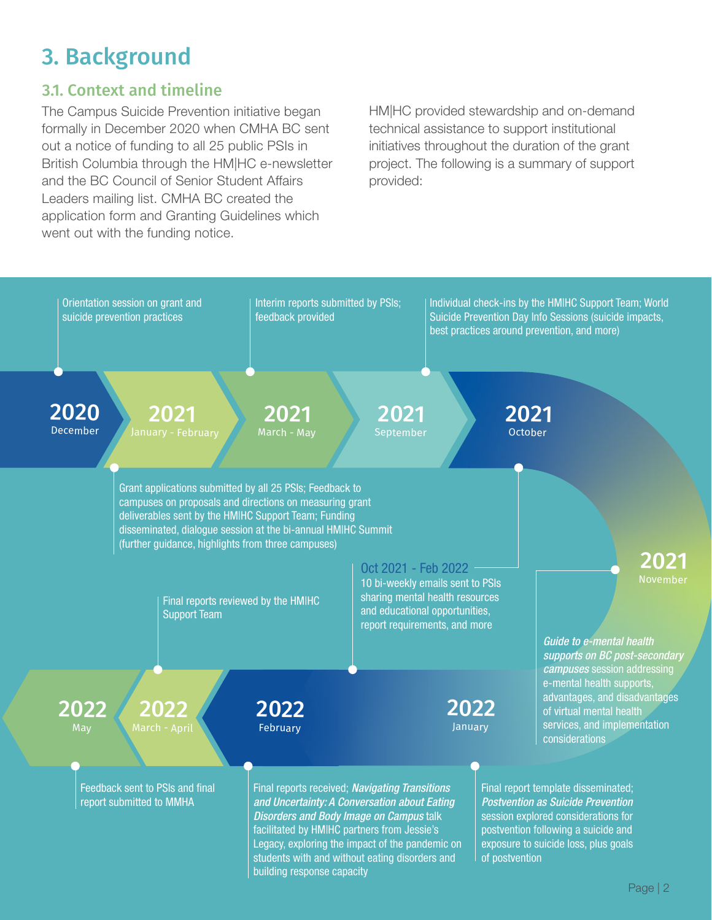# 3. Background

## 3.1. Context and timeline

The Campus Suicide Prevention initiative began formally in December 2020 when CMHA BC sent out a notice of funding to all 25 public PSIs in British Columbia through the HM|HC e-newsletter and the BC Council of Senior Student Affairs Leaders mailing list. CMHA BC created the application form and Granting Guidelines which went out with the funding notice.

HM|HC provided stewardship and on-demand technical assistance to support institutional initiatives throughout the duration of the grant project. The following is a summary of support provided:

- **2020 December**: Orientation session on grant and suicide prevention practices
- **2021 January - February**: Grant applications submitted by all 25 PSIs; Feedback to campuses on proposals and directions on measuring grant deliverables sent by the HM|HC Support Team; Funding disseminated, dialogue session at the bi-annual HM|HC Summit (further guidance, highlights from three campuses)
- **2021 March - May**: Interim reports submitted by PSIs; feedback provided
- **2021 September**: Individual check-ins by the HM|HC Support Team; World Suicide Prevention Day Info Sessions (suicide impacts, best practices around prevention, and more)
- **2021 October**: Oct 2021 - Feb 2022: 10 bi-weekly emails sent to PSIs sharing mental health resources and educational opportunities, report requirements, and more
- **2021 November**: *Guide to e-mental health supports on BC post-secondary campuses* session addressing e-mental health supports, advantages, and disadvantages of virtual mental health services, and implementation considerations
- **2022 January**: Final report template disseminated; *Postvention as Suicide Prevention* session explored considerations for postvention following a suicide and exposure to suicide loss, plus goals of postvention
- **2022 February**: Final reports received; *Navigating Transitions and Uncertainty: A Conversation about Eating Disorders and Body Image on Campus* talk facilitated by HM|HC partners from Jessie's Legacy, exploring the impact of the pandemic on students with and without eating disorders and building response capacity
- **2022 March - April**: Final reports reviewed by the HM|HC Support Team
- **2022 May**: Feedback sent to PSIs and final report submitted to MMHA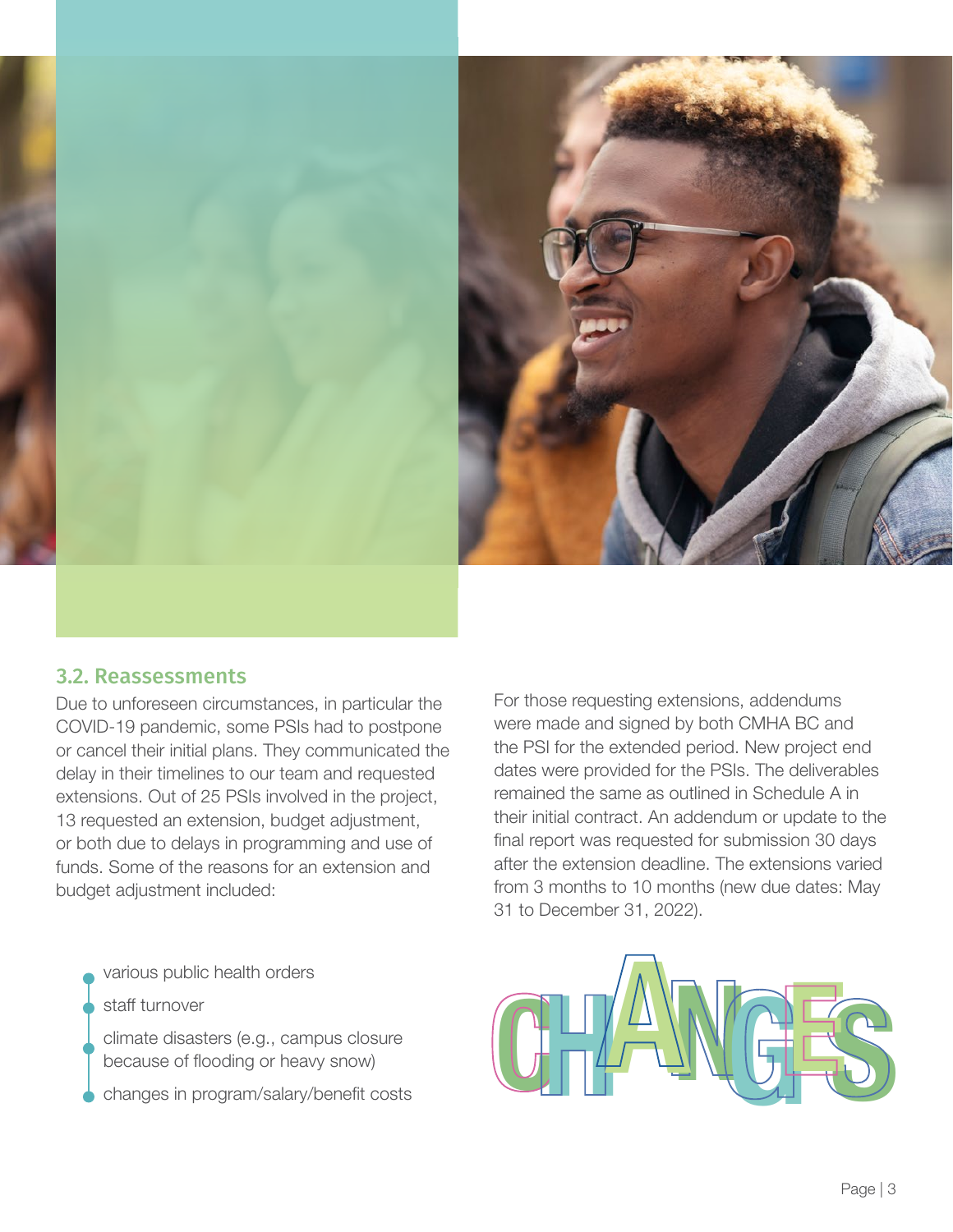### 3.2. Reassessments

Due to unforeseen circumstances, in particular the COVID-19 pandemic, some PSIs had to postpone or cancel their initial plans. They communicated the delay in their timelines to our team and requested extensions. Out of 25 PSIs involved in the project, 13 requested an extension, budget adjustment, or both due to delays in programming and use of funds. Some of the reasons for an extension and budget adjustment included:

- various public health orders
- staff turnover
- climate disasters (e.g., campus closure because of flooding or heavy snow)
- changes in program/salary/benefit costs

For those requesting extensions, addendums were made and signed by both CMHA BC and the PSI for the extended period. New project end dates were provided for the PSIs. The deliverables remained the same as outlined in Schedule A in their initial contract. An addendum or update to the final report was requested for submission 30 days after the extension deadline. The extensions varied from 3 months to 10 months (new due dates: May 31 to December 31, 2022).

CHANGES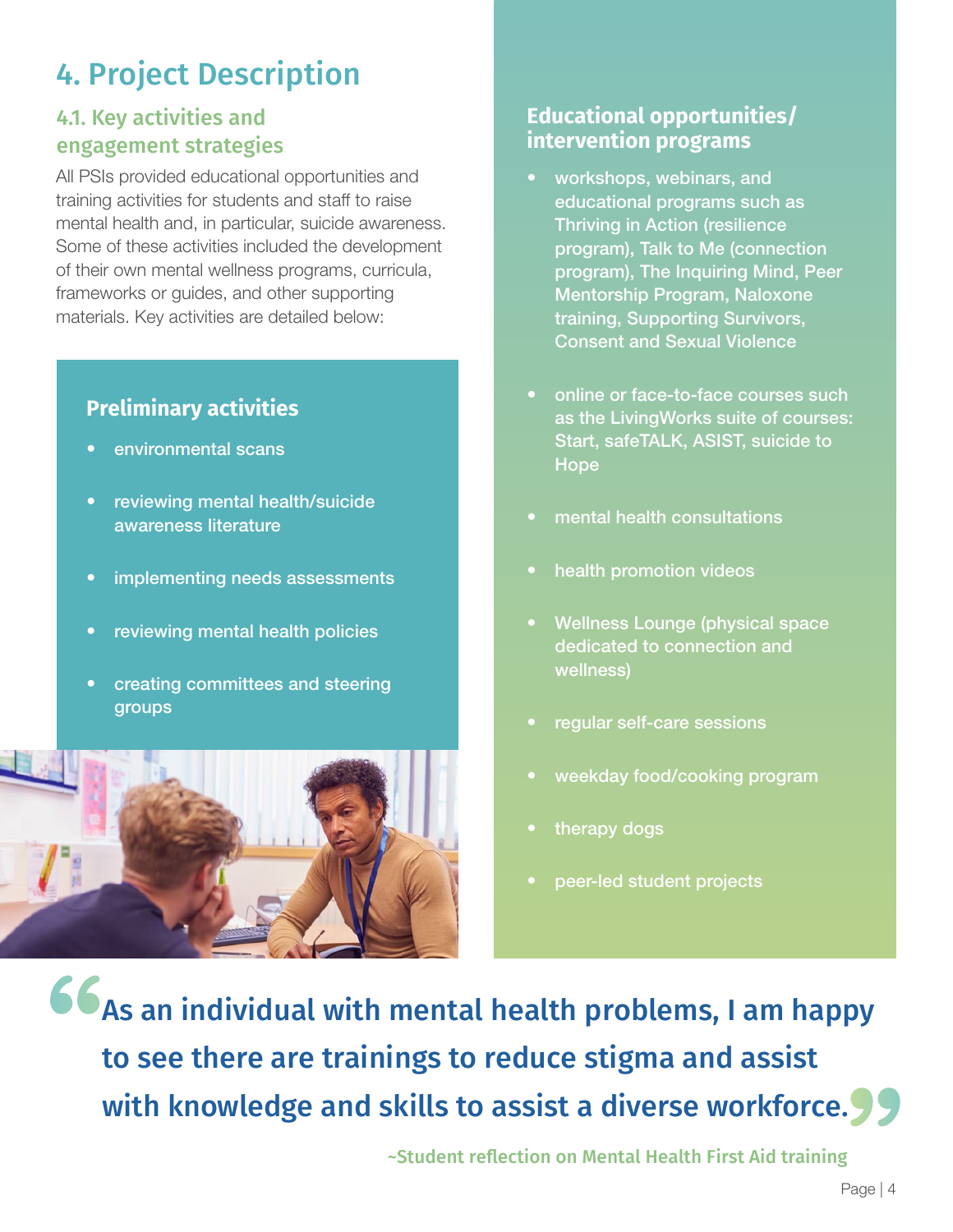# 4. Project Description

## 4.1. Key activities and engagement strategies

All PSIs provided educational opportunities and training activities for students and staff to raise mental health and, in particular, suicide awareness. Some of these activities included the development of their own mental wellness programs, curricula, frameworks or guides, and other supporting materials. Key activities are detailed below:

### Preliminary activities

- environmental scans
- reviewing mental health/suicide awareness literature
- implementing needs assessments
- reviewing mental health policies
- creating committees and steering groups

### Educational opportunities/ intervention programs

- workshops, webinars, and educational programs such as Thriving in Action (resilience program), Talk to Me (connection program), The Inquiring Mind, Peer Mentorship Program, Naloxone training, Supporting Survivors, Consent and Sexual Violence
- online or face-to-face courses such as the LivingWorks suite of courses: Start, safeTALK, ASIST, suicide to Hope
- mental health consultations
- health promotion videos
- Wellness Lounge (physical space dedicated to connection and wellness)
- regular self-care sessions
- weekday food/cooking program
- therapy dogs
- peer-led student projects

> **"As an individual with mental health problems, I am happy to see there are trainings to reduce stigma and assist with knowledge and skills to assist a diverse workforce."**
>
> ~Student reflection on Mental Health First Aid training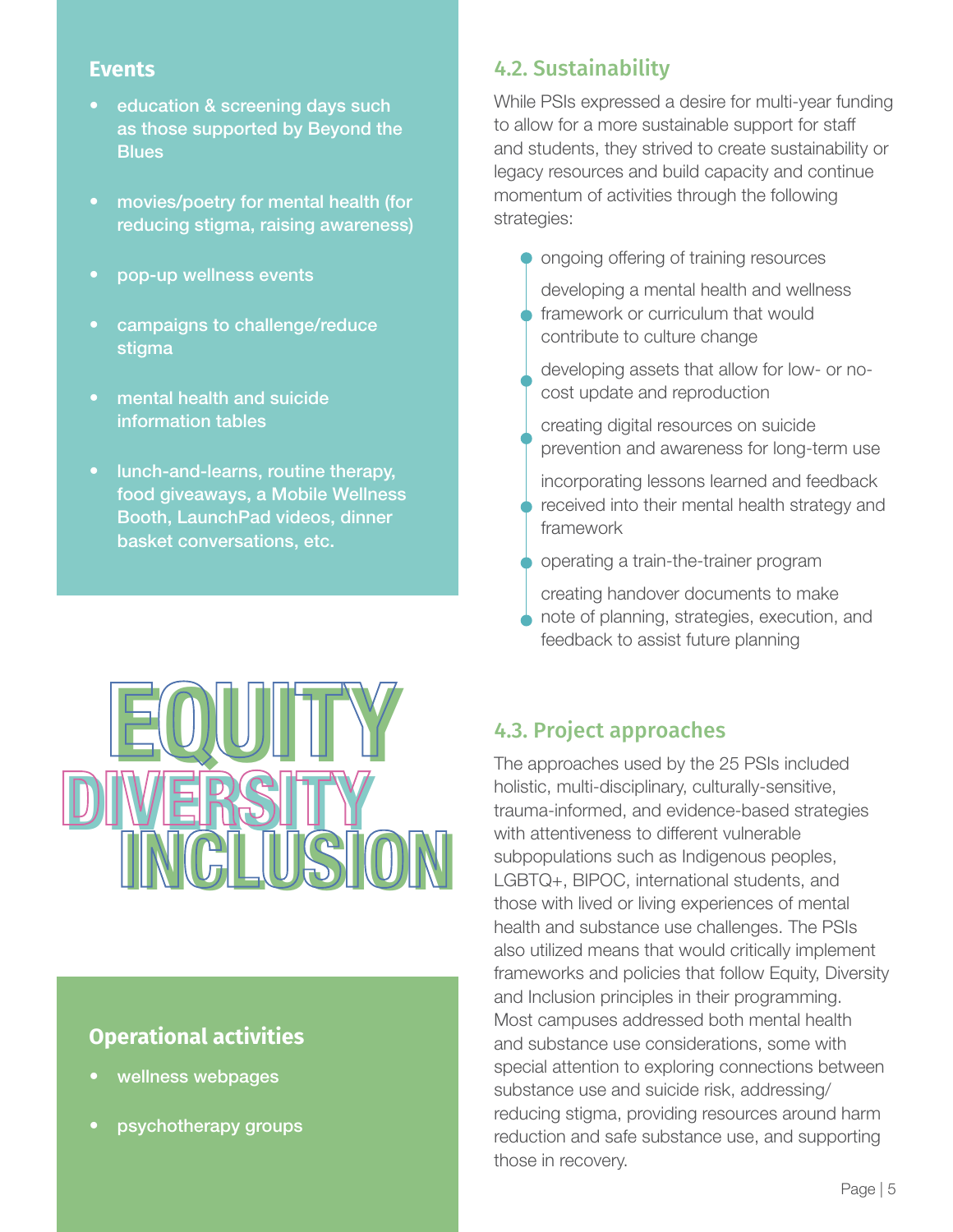**Events**

- education & screening days such as those supported by Beyond the Blues
- movies/poetry for mental health (for reducing stigma, raising awareness)
- pop-up wellness events
- campaigns to challenge/reduce stigma
- mental health and suicide information tables
- lunch-and-learns, routine therapy, food giveaways, a Mobile Wellness Booth, LaunchPad videos, dinner basket conversations, etc.

EQUITY
DIVERSITY
INCLUSION

**Operational activities**

- wellness webpages
- psychotherapy groups

## 4.2. Sustainability

While PSIs expressed a desire for multi-year funding to allow for a more sustainable support for staff and students, they strived to create sustainability or legacy resources and build capacity and continue momentum of activities through the following strategies:

- ongoing offering of training resources
- developing a mental health and wellness framework or curriculum that would contribute to culture change
- developing assets that allow for low- or no-cost update and reproduction
- creating digital resources on suicide prevention and awareness for long-term use
- incorporating lessons learned and feedback received into their mental health strategy and framework
- operating a train-the-trainer program
- creating handover documents to make note of planning, strategies, execution, and feedback to assist future planning

## 4.3. Project approaches

The approaches used by the 25 PSIs included holistic, multi-disciplinary, culturally-sensitive, trauma-informed, and evidence-based strategies with attentiveness to different vulnerable subpopulations such as Indigenous peoples, LGBTQ+, BIPOC, international students, and those with lived or living experiences of mental health and substance use challenges. The PSIs also utilized means that would critically implement frameworks and policies that follow Equity, Diversity and Inclusion principles in their programming. Most campuses addressed both mental health and substance use considerations, some with special attention to exploring connections between substance use and suicide risk, addressing/reducing stigma, providing resources around harm reduction and safe substance use, and supporting those in recovery.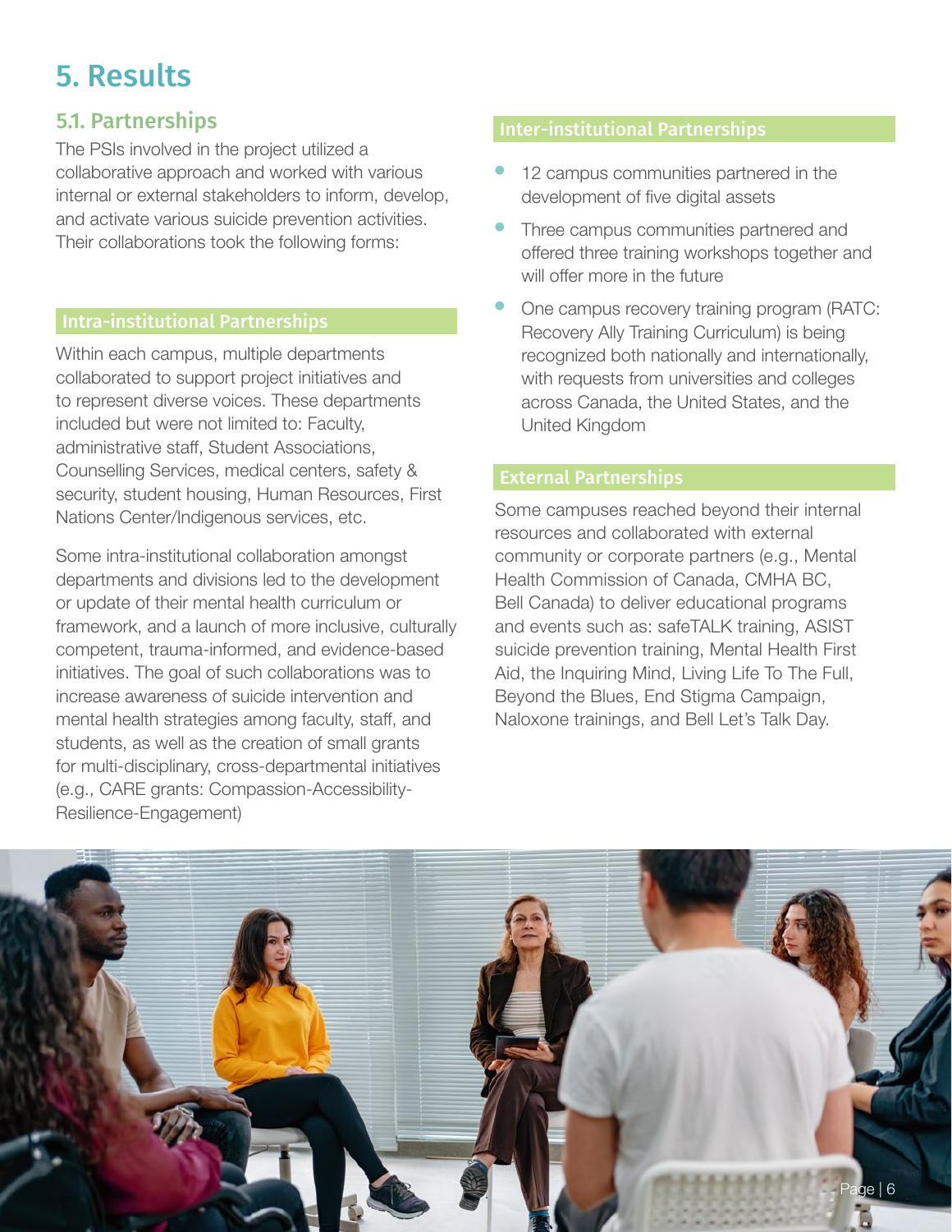# 5. Results

## 5.1. Partnerships

The PSIs involved in the project utilized a collaborative approach and worked with various internal or external stakeholders to inform, develop, and activate various suicide prevention activities. Their collaborations took the following forms:

### Intra-institutional Partnerships

Within each campus, multiple departments collaborated to support project initiatives and to represent diverse voices. These departments included but were not limited to: Faculty, administrative staff, Student Associations, Counselling Services, medical centers, safety & security, student housing, Human Resources, First Nations Center/Indigenous services, etc.

Some intra-institutional collaboration amongst departments and divisions led to the development or update of their mental health curriculum or framework, and a launch of more inclusive, culturally competent, trauma-informed, and evidence-based initiatives. The goal of such collaborations was to increase awareness of suicide intervention and mental health strategies among faculty, staff, and students, as well as the creation of small grants for multi-disciplinary, cross-departmental initiatives (e.g., CARE grants: Compassion-Accessibility-Resilience-Engagement)

### Inter-institutional Partnerships

- 12 campus communities partnered in the development of five digital assets
- Three campus communities partnered and offered three training workshops together and will offer more in the future
- One campus recovery training program (RATC: Recovery Ally Training Curriculum) is being recognized both nationally and internationally, with requests from universities and colleges across Canada, the United States, and the United Kingdom

### External Partnerships

Some campuses reached beyond their internal resources and collaborated with external community or corporate partners (e.g., Mental Health Commission of Canada, CMHA BC, Bell Canada) to deliver educational programs and events such as: safeTALK training, ASIST suicide prevention training, Mental Health First Aid, the Inquiring Mind, Living Life To The Full, Beyond the Blues, End Stigma Campaign, Naloxone trainings, and Bell Let's Talk Day.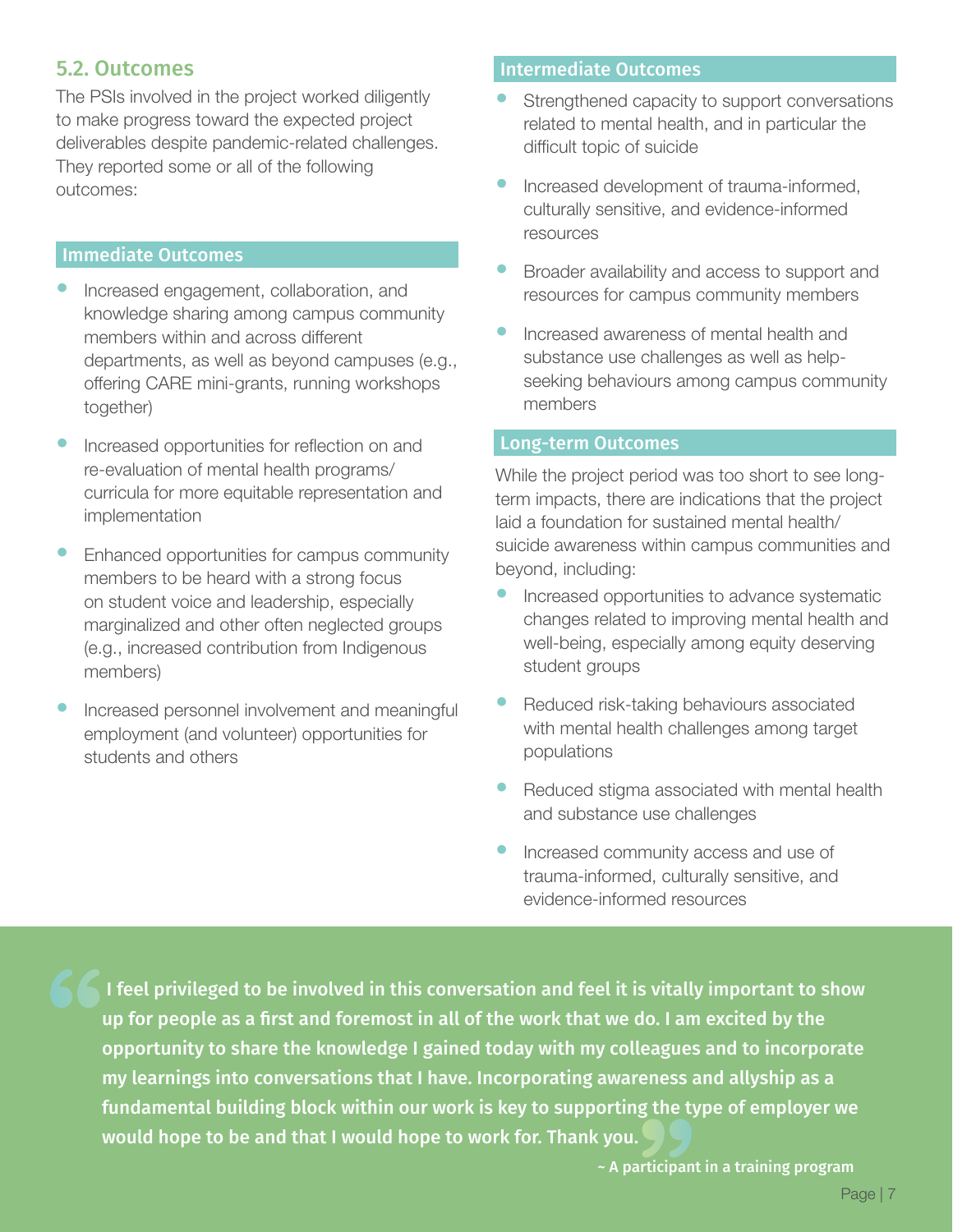## 5.2. Outcomes

The PSIs involved in the project worked diligently to make progress toward the expected project deliverables despite pandemic-related challenges. They reported some or all of the following outcomes:

### Immediate Outcomes

- Increased engagement, collaboration, and knowledge sharing among campus community members within and across different departments, as well as beyond campuses (e.g., offering CARE mini-grants, running workshops together)
- Increased opportunities for reflection on and re-evaluation of mental health programs/curricula for more equitable representation and implementation
- Enhanced opportunities for campus community members to be heard with a strong focus on student voice and leadership, especially marginalized and other often neglected groups (e.g., increased contribution from Indigenous members)
- Increased personnel involvement and meaningful employment (and volunteer) opportunities for students and others

### Intermediate Outcomes

- Strengthened capacity to support conversations related to mental health, and in particular the difficult topic of suicide
- Increased development of trauma-informed, culturally sensitive, and evidence-informed resources
- Broader availability and access to support and resources for campus community members
- Increased awareness of mental health and substance use challenges as well as help-seeking behaviours among campus community members

### Long-term Outcomes

While the project period was too short to see long-term impacts, there are indications that the project laid a foundation for sustained mental health/suicide awareness within campus communities and beyond, including:

- Increased opportunities to advance systematic changes related to improving mental health and well-being, especially among equity deserving student groups
- Reduced risk-taking behaviours associated with mental health challenges among target populations
- Reduced stigma associated with mental health and substance use challenges
- Increased community access and use of trauma-informed, culturally sensitive, and evidence-informed resources

> **I feel privileged to be involved in this conversation and feel it is vitally important to show up for people as a first and foremost in all of the work that we do. I am excited by the opportunity to share the knowledge I gained today with my colleagues and to incorporate my learnings into conversations that I have. Incorporating awareness and allyship as a fundamental building block within our work is key to supporting the type of employer we would hope to be and that I would hope to work for. Thank you.**
>
> **~ A participant in a training program**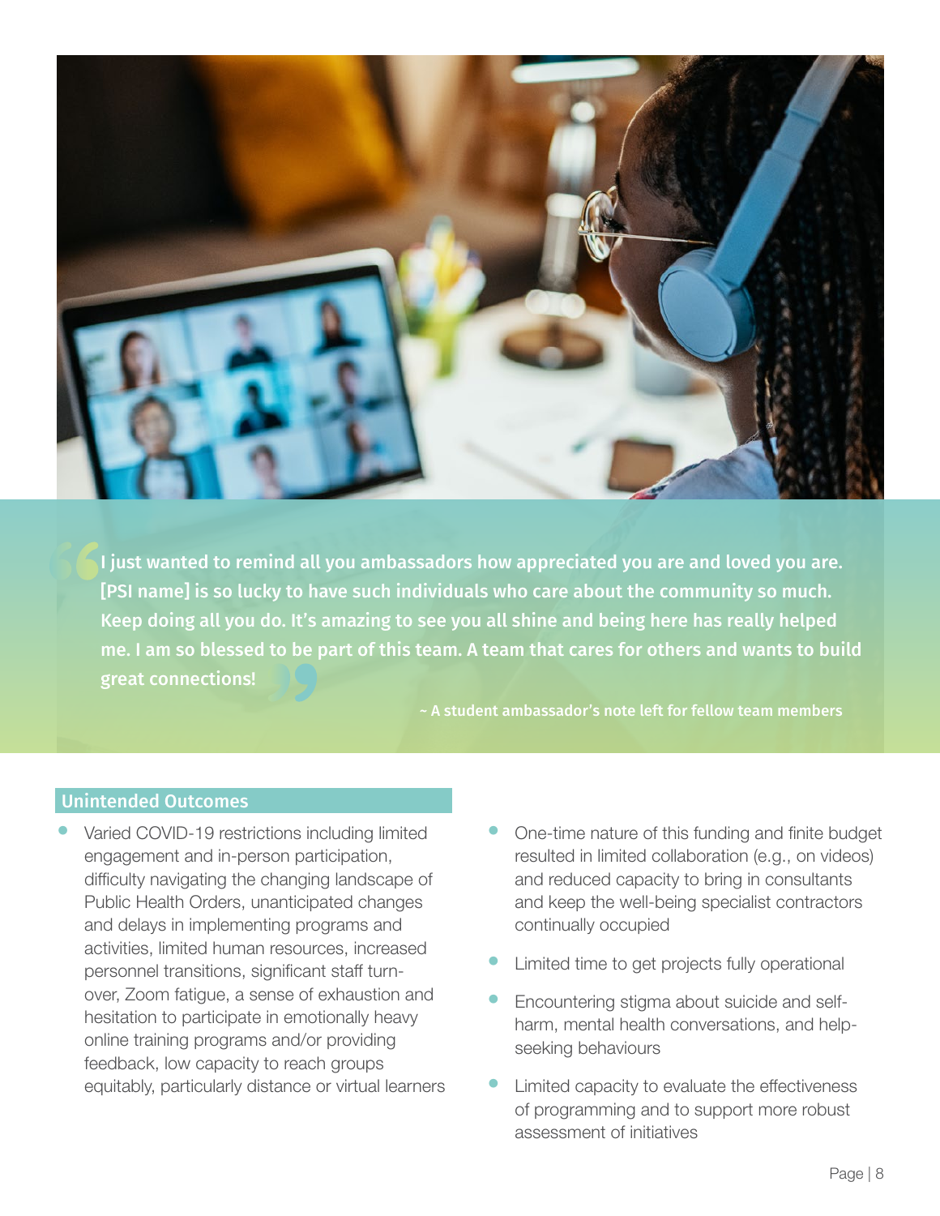> I just wanted to remind all you ambassadors how appreciated you are and loved you are. [PSI name] is so lucky to have such individuals who care about the community so much. Keep doing all you do. It's amazing to see you all shine and being here has really helped me. I am so blessed to be part of this team. A team that cares for others and wants to build great connections!
>
> ~ A student ambassador's note left for fellow team members

## Unintended Outcomes

- Varied COVID-19 restrictions including limited engagement and in-person participation, difficulty navigating the changing landscape of Public Health Orders, unanticipated changes and delays in implementing programs and activities, limited human resources, increased personnel transitions, significant staff turn-over, Zoom fatigue, a sense of exhaustion and hesitation to participate in emotionally heavy online training programs and/or providing feedback, low capacity to reach groups equitably, particularly distance or virtual learners
- One-time nature of this funding and finite budget resulted in limited collaboration (e.g., on videos) and reduced capacity to bring in consultants and keep the well-being specialist contractors continually occupied
- Limited time to get projects fully operational
- Encountering stigma about suicide and self-harm, mental health conversations, and help-seeking behaviours
- Limited capacity to evaluate the effectiveness of programming and to support more robust assessment of initiatives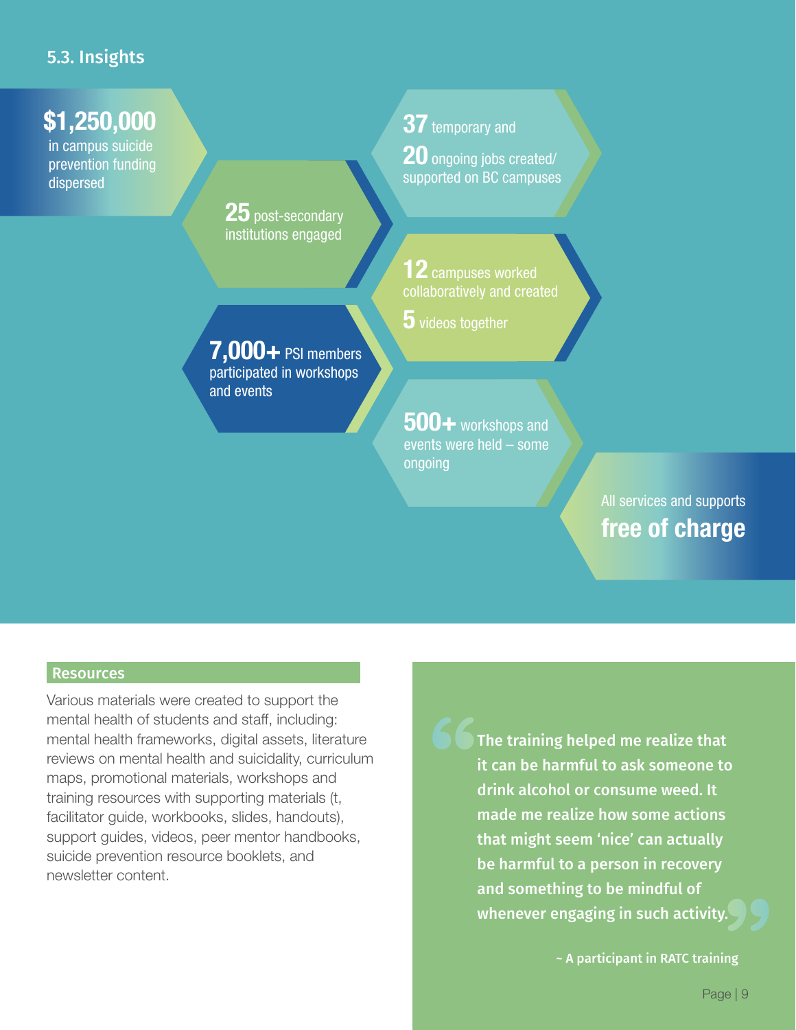## 5.3. Insights

**$1,250,000** in campus suicide prevention funding dispersed

**25** post-secondary institutions engaged

**7,000+** PSI members participated in workshops and events

**37** temporary and **20** ongoing jobs created/supported on BC campuses

**12** campuses worked collaboratively and created **5** videos together

**500+** workshops and events were held – some ongoing

All services and supports **free of charge**

### Resources

Various materials were created to support the mental health of students and staff, including: mental health frameworks, digital assets, literature reviews on mental health and suicidality, curriculum maps, promotional materials, workshops and training resources with supporting materials (t, facilitator guide, workbooks, slides, handouts), support guides, videos, peer mentor handbooks, suicide prevention resource booklets, and newsletter content.

> **The training helped me realize that it can be harmful to ask someone to drink alcohol or consume weed. It made me realize how some actions that might seem 'nice' can actually be harmful to a person in recovery and something to be mindful of whenever engaging in such activity.**
>
> **~ A participant in RATC training**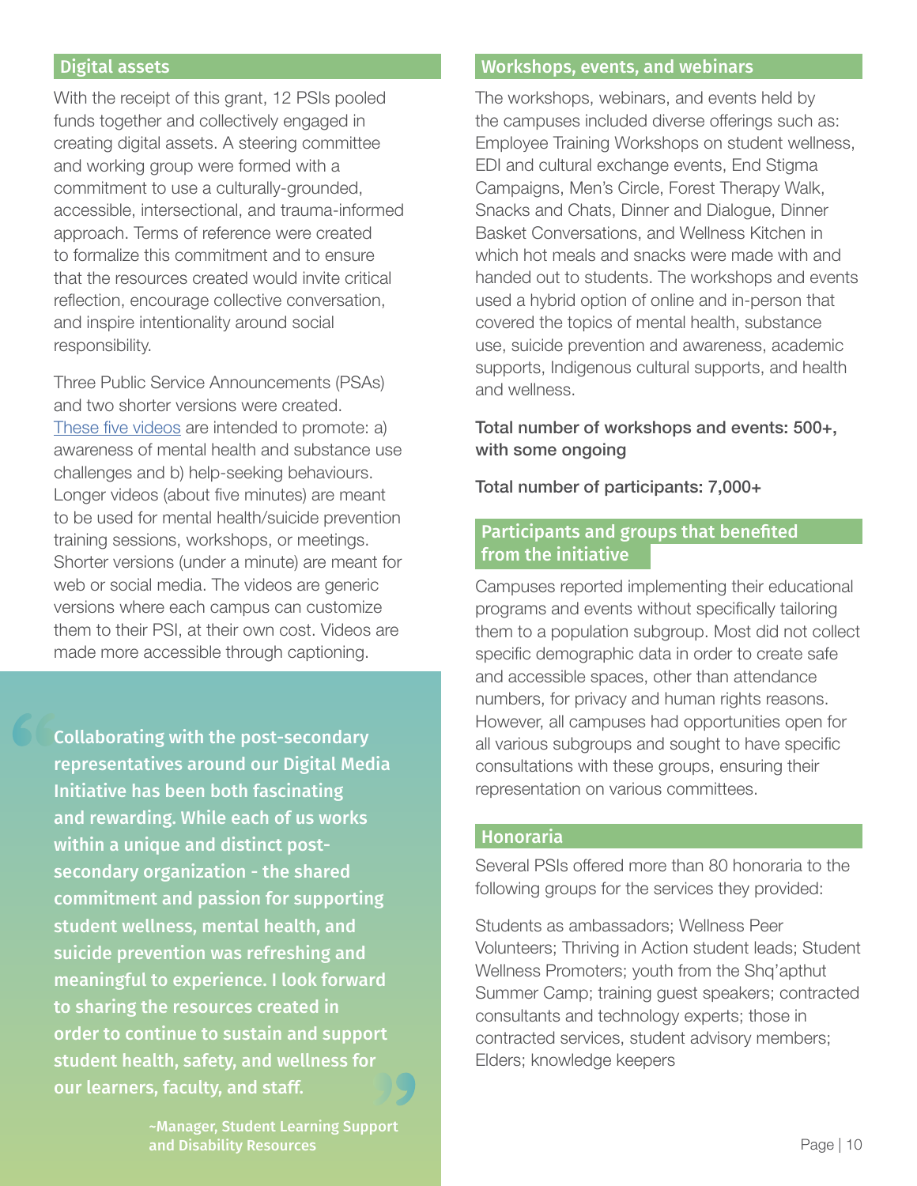## Digital assets

With the receipt of this grant, 12 PSIs pooled funds together and collectively engaged in creating digital assets. A steering committee and working group were formed with a commitment to use a culturally-grounded, accessible, intersectional, and trauma-informed approach. Terms of reference were created to formalize this commitment and to ensure that the resources created would invite critical reflection, encourage collective conversation, and inspire intentionality around social responsibility.

Three Public Service Announcements (PSAs) and two shorter versions were created. These five videos are intended to promote: a) awareness of mental health and substance use challenges and b) help-seeking behaviours. Longer videos (about five minutes) are meant to be used for mental health/suicide prevention training sessions, workshops, or meetings. Shorter versions (under a minute) are meant for web or social media. The videos are generic versions where each campus can customize them to their PSI, at their own cost. Videos are made more accessible through captioning.

> **Collaborating with the post-secondary representatives around our Digital Media Initiative has been both fascinating and rewarding. While each of us works within a unique and distinct post-secondary organization - the shared commitment and passion for supporting student wellness, mental health, and suicide prevention was refreshing and meaningful to experience. I look forward to sharing the resources created in order to continue to sustain and support student health, safety, and wellness for our learners, faculty, and staff.**
>
> **~Manager, Student Learning Support and Disability Resources**

## Workshops, events, and webinars

The workshops, webinars, and events held by the campuses included diverse offerings such as: Employee Training Workshops on student wellness, EDI and cultural exchange events, End Stigma Campaigns, Men's Circle, Forest Therapy Walk, Snacks and Chats, Dinner and Dialogue, Dinner Basket Conversations, and Wellness Kitchen in which hot meals and snacks were made with and handed out to students. The workshops and events used a hybrid option of online and in-person that covered the topics of mental health, substance use, suicide prevention and awareness, academic supports, Indigenous cultural supports, and health and wellness.

**Total number of workshops and events: 500+, with some ongoing**

**Total number of participants: 7,000+**

## Participants and groups that benefited from the initiative

Campuses reported implementing their educational programs and events without specifically tailoring them to a population subgroup. Most did not collect specific demographic data in order to create safe and accessible spaces, other than attendance numbers, for privacy and human rights reasons. However, all campuses had opportunities open for all various subgroups and sought to have specific consultations with these groups, ensuring their representation on various committees.

## Honoraria

Several PSIs offered more than 80 honoraria to the following groups for the services they provided:

Students as ambassadors; Wellness Peer Volunteers; Thriving in Action student leads; Student Wellness Promoters; youth from the Shq'apthut Summer Camp; training guest speakers; contracted consultants and technology experts; those in contracted services, student advisory members; Elders; knowledge keepers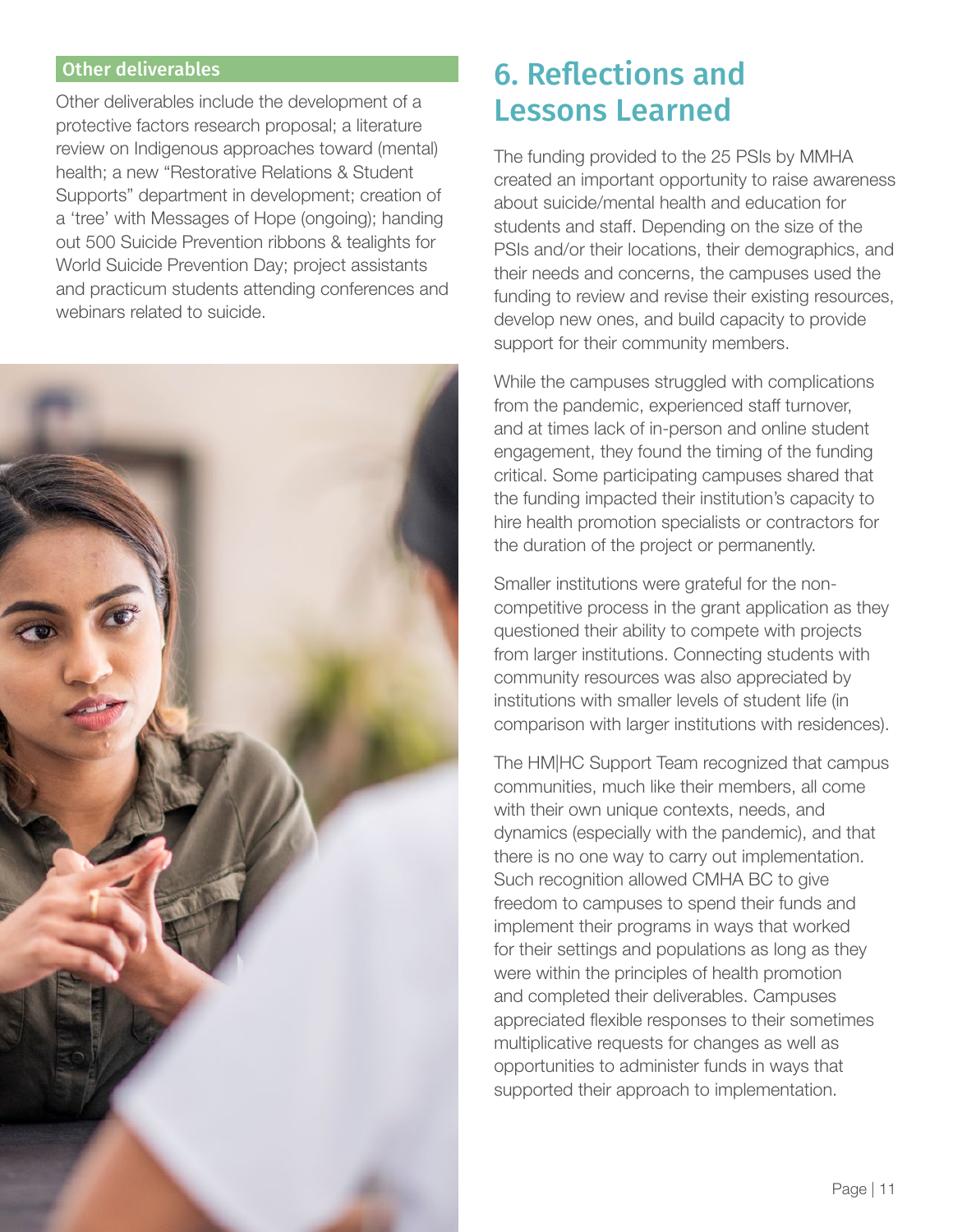### Other deliverables

Other deliverables include the development of a protective factors research proposal; a literature review on Indigenous approaches toward (mental) health; a new "Restorative Relations & Student Supports" department in development; creation of a 'tree' with Messages of Hope (ongoing); handing out 500 Suicide Prevention ribbons & tealights for World Suicide Prevention Day; project assistants and practicum students attending conferences and webinars related to suicide.

# 6. Reflections and Lessons Learned

The funding provided to the 25 PSIs by MMHA created an important opportunity to raise awareness about suicide/mental health and education for students and staff. Depending on the size of the PSIs and/or their locations, their demographics, and their needs and concerns, the campuses used the funding to review and revise their existing resources, develop new ones, and build capacity to provide support for their community members.

While the campuses struggled with complications from the pandemic, experienced staff turnover, and at times lack of in-person and online student engagement, they found the timing of the funding critical. Some participating campuses shared that the funding impacted their institution's capacity to hire health promotion specialists or contractors for the duration of the project or permanently.

Smaller institutions were grateful for the non-competitive process in the grant application as they questioned their ability to compete with projects from larger institutions. Connecting students with community resources was also appreciated by institutions with smaller levels of student life (in comparison with larger institutions with residences).

The HM|HC Support Team recognized that campus communities, much like their members, all come with their own unique contexts, needs, and dynamics (especially with the pandemic), and that there is no one way to carry out implementation. Such recognition allowed CMHA BC to give freedom to campuses to spend their funds and implement their programs in ways that worked for their settings and populations as long as they were within the principles of health promotion and completed their deliverables. Campuses appreciated flexible responses to their sometimes multiplicative requests for changes as well as opportunities to administer funds in ways that supported their approach to implementation.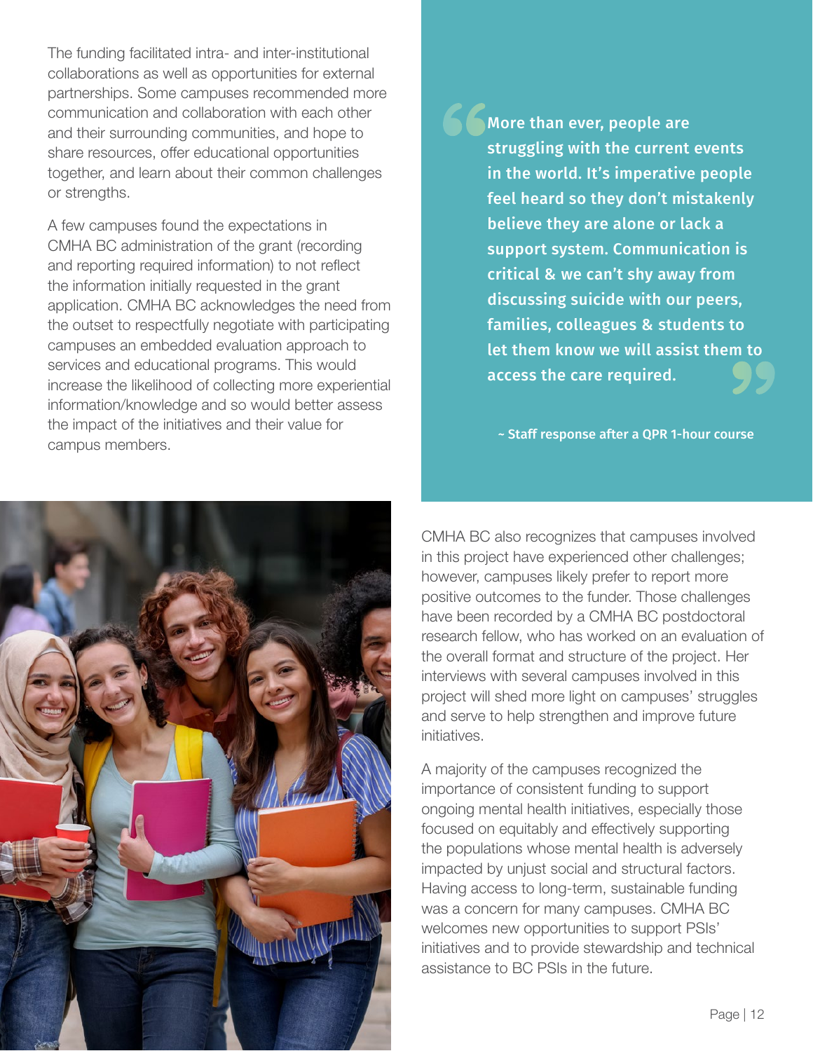The funding facilitated intra- and inter-institutional collaborations as well as opportunities for external partnerships. Some campuses recommended more communication and collaboration with each other and their surrounding communities, and hope to share resources, offer educational opportunities together, and learn about their common challenges or strengths.

A few campuses found the expectations in CMHA BC administration of the grant (recording and reporting required information) to not reflect the information initially requested in the grant application. CMHA BC acknowledges the need from the outset to respectfully negotiate with participating campuses an embedded evaluation approach to services and educational programs. This would increase the likelihood of collecting more experiential information/knowledge and so would better assess the impact of the initiatives and their value for campus members.

> **"More than ever, people are struggling with the current events in the world. It's imperative people feel heard so they don't mistakenly believe they are alone or lack a support system. Communication is critical & we can't shy away from discussing suicide with our peers, families, colleagues & students to let them know we will assist them to access the care required."**
>
> **~ Staff response after a QPR 1-hour course**

CMHA BC also recognizes that campuses involved in this project have experienced other challenges; however, campuses likely prefer to report more positive outcomes to the funder. Those challenges have been recorded by a CMHA BC postdoctoral research fellow, who has worked on an evaluation of the overall format and structure of the project. Her interviews with several campuses involved in this project will shed more light on campuses' struggles and serve to help strengthen and improve future initiatives.

A majority of the campuses recognized the importance of consistent funding to support ongoing mental health initiatives, especially those focused on equitably and effectively supporting the populations whose mental health is adversely impacted by unjust social and structural factors. Having access to long-term, sustainable funding was a concern for many campuses. CMHA BC welcomes new opportunities to support PSIs' initiatives and to provide stewardship and technical assistance to BC PSIs in the future.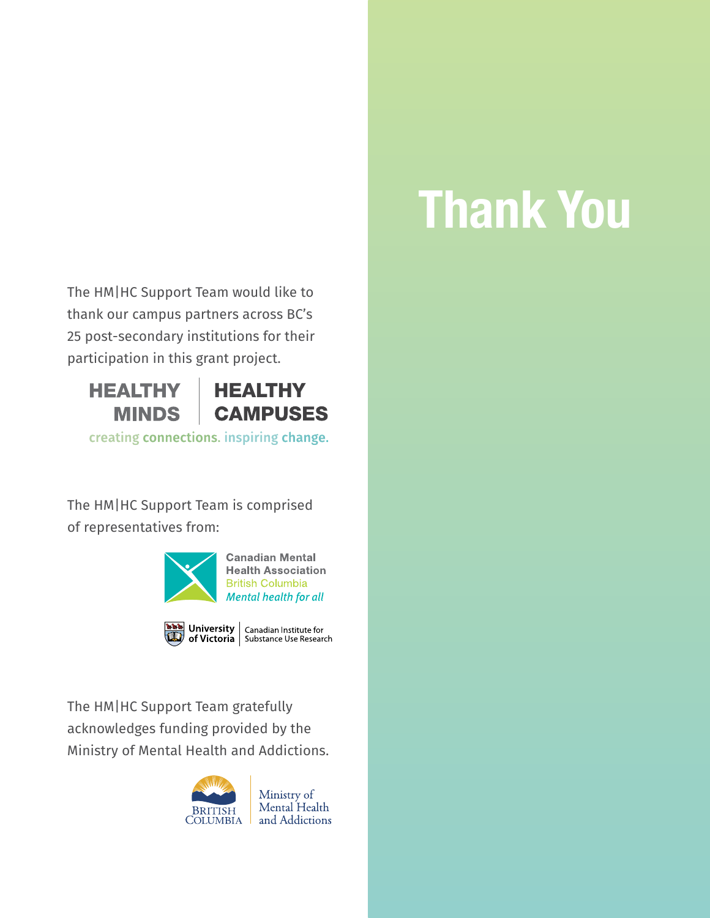# Thank You

The HM|HC Support Team would like to thank our campus partners across BC's 25 post-secondary institutions for their participation in this grant project.

HEALTHY MINDS | HEALTHY CAMPUSES

creating connections. inspiring change.

The HM|HC Support Team is comprised of representatives from:

Canadian Mental Health Association British Columbia *Mental health for all*

University of Victoria | Canadian Institute for Substance Use Research

The HM|HC Support Team gratefully acknowledges funding provided by the Ministry of Mental Health and Addictions.

British Columbia | Ministry of Mental Health and Addictions